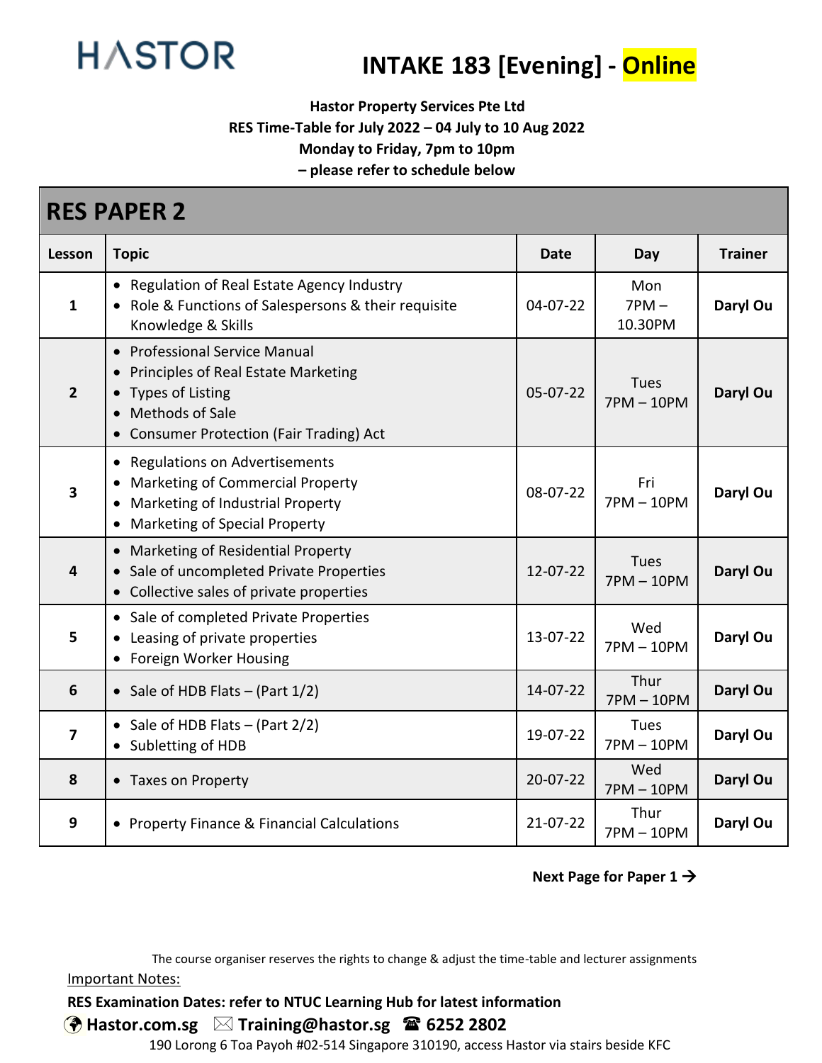HASTOR

# INTAKE 183 [Evening] - Online

**Hastor Property Services Pte Ltd**
**RES Time-Table for July 2022 – 04 July to 10 Aug 2022**
**Monday to Friday, 7pm to 10pm**
**– please refer to schedule below**

## RES PAPER 2

| Lesson | Topic | Date | Day | Trainer |
|---|---|---|---|---|
| 1 | • Regulation of Real Estate Agency Industry<br>• Role & Functions of Salespersons & their requisite Knowledge & Skills | 04-07-22 | Mon 7PM – 10.30PM | **Daryl Ou** |
| 2 | • Professional Service Manual<br>• Principles of Real Estate Marketing<br>• Types of Listing<br>• Methods of Sale<br>• Consumer Protection (Fair Trading) Act | 05-07-22 | Tues 7PM – 10PM | **Daryl Ou** |
| 3 | • Regulations on Advertisements<br>• Marketing of Commercial Property<br>• Marketing of Industrial Property<br>• Marketing of Special Property | 08-07-22 | Fri 7PM – 10PM | **Daryl Ou** |
| 4 | • Marketing of Residential Property<br>• Sale of uncompleted Private Properties<br>• Collective sales of private properties | 12-07-22 | Tues 7PM – 10PM | **Daryl Ou** |
| 5 | • Sale of completed Private Properties<br>• Leasing of private properties<br>• Foreign Worker Housing | 13-07-22 | Wed 7PM – 10PM | **Daryl Ou** |
| 6 | • Sale of HDB Flats – (Part 1/2) | 14-07-22 | Thur 7PM – 10PM | **Daryl Ou** |
| 7 | • Sale of HDB Flats – (Part 2/2)<br>• Subletting of HDB | 19-07-22 | Tues 7PM – 10PM | **Daryl Ou** |
| 8 | • Taxes on Property | 20-07-22 | Wed 7PM – 10PM | **Daryl Ou** |
| 9 | • Property Finance & Financial Calculations | 21-07-22 | Thur 7PM – 10PM | **Daryl Ou** |

**Next Page for Paper 1 →**

The course organiser reserves the rights to change & adjust the time-table and lecturer assignments

Important Notes:

**RES Examination Dates: refer to NTUC Learning Hub for latest information**

**Hastor.com.sg** **Training@hastor.sg** **6252 2802**

190 Lorong 6 Toa Payoh #02-514 Singapore 310190, access Hastor via stairs beside KFC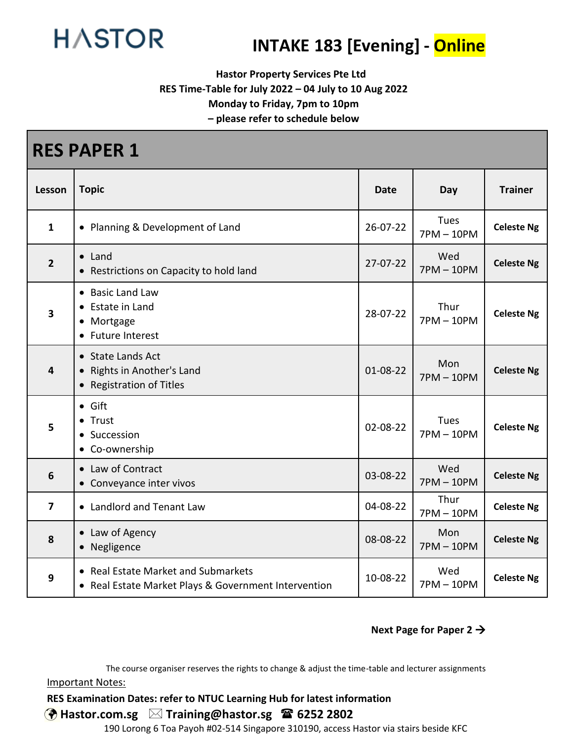# HASTOR

## INTAKE 183 [Evening] - Online

**Hastor Property Services Pte Ltd**
**RES Time-Table for July 2022 – 04 July to 10 Aug 2022**
**Monday to Friday, 7pm to 10pm**
**– please refer to schedule below**

## RES PAPER 1

| Lesson | Topic | Date | Day | Trainer |
|---|---|---|---|---|
| 1 | • Planning & Development of Land | 26-07-22 | Tues 7PM – 10PM | **Celeste Ng** |
| 2 | • Land<br>• Restrictions on Capacity to hold land | 27-07-22 | Wed 7PM – 10PM | **Celeste Ng** |
| 3 | • Basic Land Law<br>• Estate in Land<br>• Mortgage<br>• Future Interest | 28-07-22 | Thur 7PM – 10PM | **Celeste Ng** |
| 4 | • State Lands Act<br>• Rights in Another's Land<br>• Registration of Titles | 01-08-22 | Mon 7PM – 10PM | **Celeste Ng** |
| 5 | • Gift<br>• Trust<br>• Succession<br>• Co-ownership | 02-08-22 | Tues 7PM – 10PM | **Celeste Ng** |
| 6 | • Law of Contract<br>• Conveyance inter vivos | 03-08-22 | Wed 7PM – 10PM | **Celeste Ng** |
| 7 | • Landlord and Tenant Law | 04-08-22 | Thur 7PM – 10PM | **Celeste Ng** |
| 8 | • Law of Agency<br>• Negligence | 08-08-22 | Mon 7PM – 10PM | **Celeste Ng** |
| 9 | • Real Estate Market and Submarkets<br>• Real Estate Market Plays & Government Intervention | 10-08-22 | Wed 7PM – 10PM | **Celeste Ng** |

**Next Page for Paper 2 →**

The course organiser reserves the rights to change & adjust the time-table and lecturer assignments

Important Notes:

**RES Examination Dates: refer to NTUC Learning Hub for latest information**

**Hastor.com.sg** ✉ **Training@hastor.sg** ☎ **6252 2802**

190 Lorong 6 Toa Payoh #02-514 Singapore 310190, access Hastor via stairs beside KFC